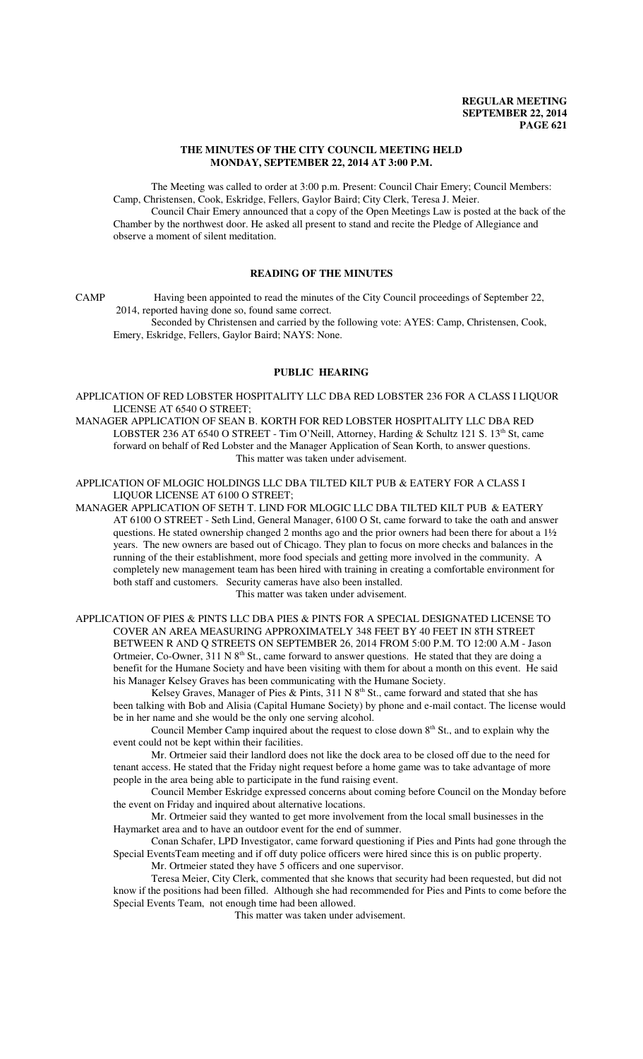**REGULAR MEETING**
**SEPTEMBER 22, 2014**

## THE MINUTES OF THE CITY COUNCIL MEETING HELD MONDAY, SEPTEMBER 22, 2014 AT 3:00 P.M.

The Meeting was called to order at 3:00 p.m. Present: Council Chair Emery; Council Members: Camp, Christensen, Cook, Eskridge, Fellers, Gaylor Baird; City Clerk, Teresa J. Meier.

Council Chair Emery announced that a copy of the Open Meetings Law is posted at the back of the Chamber by the northwest door. He asked all present to stand and recite the Pledge of Allegiance and observe a moment of silent meditation.

## READING OF THE MINUTES

CAMP Having been appointed to read the minutes of the City Council proceedings of September 22, 2014, reported having done so, found same correct.

Seconded by Christensen and carried by the following vote: AYES: Camp, Christensen, Cook, Emery, Eskridge, Fellers, Gaylor Baird; NAYS: None.

## PUBLIC HEARING

APPLICATION OF RED LOBSTER HOSPITALITY LLC DBA RED LOBSTER 236 FOR A CLASS I LIQUOR LICENSE AT 6540 O STREET;

MANAGER APPLICATION OF SEAN B. KORTH FOR RED LOBSTER HOSPITALITY LLC DBA RED LOBSTER 236 AT 6540 O STREET - Tim O'Neill, Attorney, Harding & Schultz 121 S. 13th St, came forward on behalf of Red Lobster and the Manager Application of Sean Korth, to answer questions.

This matter was taken under advisement.

APPLICATION OF MLOGIC HOLDINGS LLC DBA TILTED KILT PUB & EATERY FOR A CLASS I LIQUOR LICENSE AT 6100 O STREET;

MANAGER APPLICATION OF SETH T. LIND FOR MLOGIC LLC DBA TILTED KILT PUB & EATERY AT 6100 O STREET - Seth Lind, General Manager, 6100 O St, came forward to take the oath and answer questions. He stated ownership changed 2 months ago and the prior owners had been there for about a 1½ years. The new owners are based out of Chicago. They plan to focus on more checks and balances in the running of the their establishment, more food specials and getting more involved in the community. A completely new management team has been hired with training in creating a comfortable environment for both staff and customers. Security cameras have also been installed.

This matter was taken under advisement.

APPLICATION OF PIES & PINTS LLC DBA PIES & PINTS FOR A SPECIAL DESIGNATED LICENSE TO COVER AN AREA MEASURING APPROXIMATELY 348 FEET BY 40 FEET IN 8TH STREET BETWEEN R AND Q STREETS ON SEPTEMBER 26, 2014 FROM 5:00 P.M. TO 12:00 A.M - Jason Ortmeier, Co-Owner, 311 N 8th St., came forward to answer questions. He stated that they are doing a benefit for the Humane Society and have been visiting with them for about a month on this event. He said his Manager Kelsey Graves has been communicating with the Humane Society.

Kelsey Graves, Manager of Pies & Pints, 311 N 8th St., came forward and stated that she has been talking with Bob and Alisia (Capital Humane Society) by phone and e-mail contact. The license would be in her name and she would be the only one serving alcohol.

Council Member Camp inquired about the request to close down 8th St., and to explain why the event could not be kept within their facilities.

Mr. Ortmeier said their landlord does not like the dock area to be closed off due to the need for tenant access. He stated that the Friday night request before a home game was to take advantage of more people in the area being able to participate in the fund raising event.

Council Member Eskridge expressed concerns about coming before Council on the Monday before the event on Friday and inquired about alternative locations.

Mr. Ortmeier said they wanted to get more involvement from the local small businesses in the Haymarket area and to have an outdoor event for the end of summer.

Conan Schafer, LPD Investigator, came forward questioning if Pies and Pints had gone through the Special EventsTeam meeting and if off duty police officers were hired since this is on public property.

Mr. Ortmeier stated they have 5 officers and one supervisor.

Teresa Meier, City Clerk, commented that she knows that security had been requested, but did not know if the positions had been filled. Although she had recommended for Pies and Pints to come before the Special Events Team, not enough time had been allowed.

This matter was taken under advisement.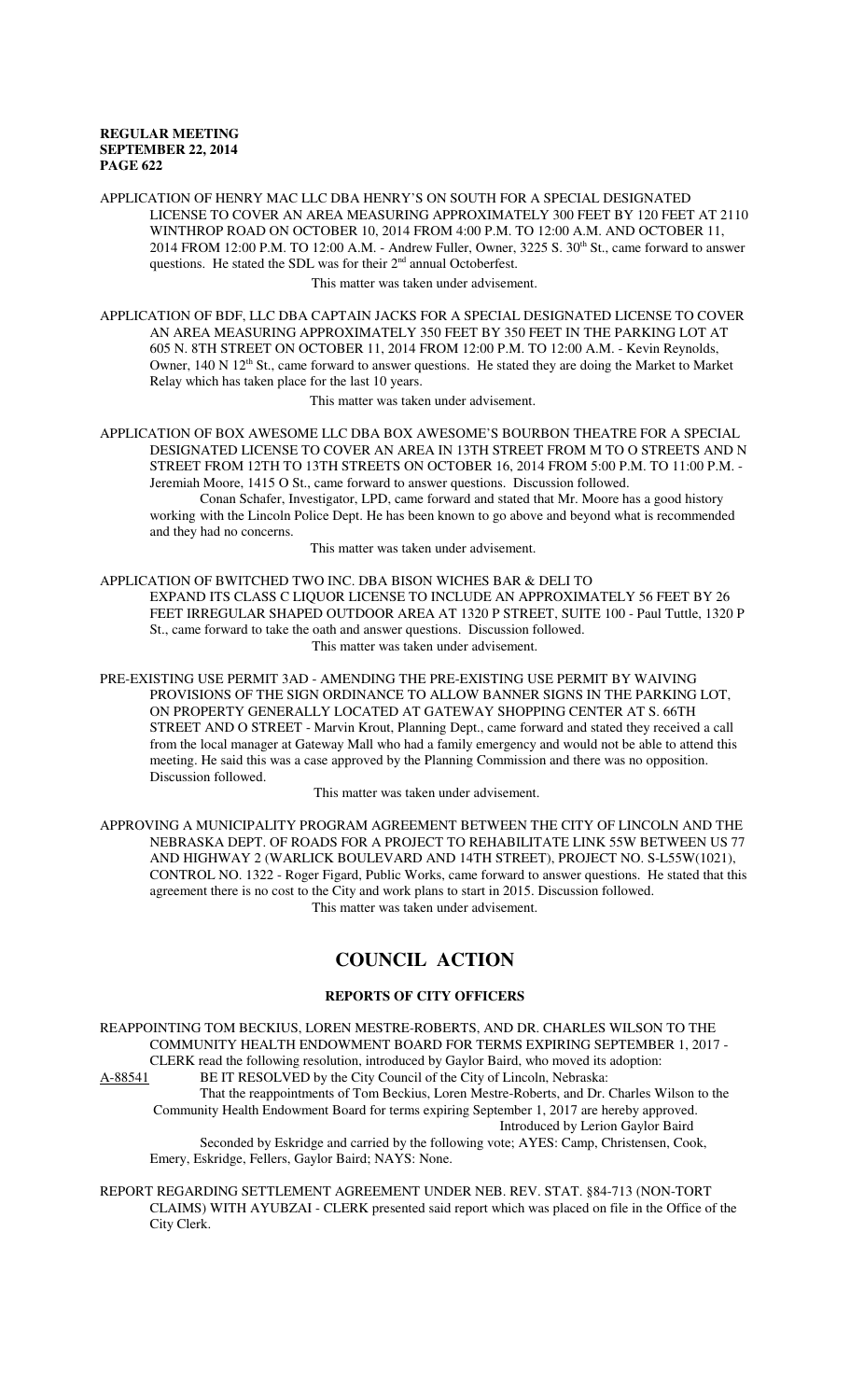APPLICATION OF HENRY MAC LLC DBA HENRY'S ON SOUTH FOR A SPECIAL DESIGNATED LICENSE TO COVER AN AREA MEASURING APPROXIMATELY 300 FEET BY 120 FEET AT 2110 WINTHROP ROAD ON OCTOBER 10, 2014 FROM 4:00 P.M. TO 12:00 A.M. AND OCTOBER 11, 2014 FROM 12:00 P.M. TO 12:00 A.M. - Andrew Fuller, Owner, 3225 S. 30th St., came forward to answer questions. He stated the SDL was for their 2nd annual Octoberfest.

This matter was taken under advisement.

APPLICATION OF BDF, LLC DBA CAPTAIN JACKS FOR A SPECIAL DESIGNATED LICENSE TO COVER AN AREA MEASURING APPROXIMATELY 350 FEET BY 350 FEET IN THE PARKING LOT AT 605 N. 8TH STREET ON OCTOBER 11, 2014 FROM 12:00 P.M. TO 12:00 A.M. - Kevin Reynolds, Owner, 140 N 12th St., came forward to answer questions. He stated they are doing the Market to Market Relay which has taken place for the last 10 years.

This matter was taken under advisement.

APPLICATION OF BOX AWESOME LLC DBA BOX AWESOME'S BOURBON THEATRE FOR A SPECIAL DESIGNATED LICENSE TO COVER AN AREA IN 13TH STREET FROM M TO O STREETS AND N STREET FROM 12TH TO 13TH STREETS ON OCTOBER 16, 2014 FROM 5:00 P.M. TO 11:00 P.M. - Jeremiah Moore, 1415 O St., came forward to answer questions. Discussion followed.

Conan Schafer, Investigator, LPD, came forward and stated that Mr. Moore has a good history working with the Lincoln Police Dept. He has been known to go above and beyond what is recommended and they had no concerns.

This matter was taken under advisement.

APPLICATION OF BWITCHED TWO INC. DBA BISON WICHES BAR & DELI TO EXPAND ITS CLASS C LIQUOR LICENSE TO INCLUDE AN APPROXIMATELY 56 FEET BY 26 FEET IRREGULAR SHAPED OUTDOOR AREA AT 1320 P STREET, SUITE 100 - Paul Tuttle, 1320 P St., came forward to take the oath and answer questions. Discussion followed.

This matter was taken under advisement.

PRE-EXISTING USE PERMIT 3AD - AMENDING THE PRE-EXISTING USE PERMIT BY WAIVING PROVISIONS OF THE SIGN ORDINANCE TO ALLOW BANNER SIGNS IN THE PARKING LOT, ON PROPERTY GENERALLY LOCATED AT GATEWAY SHOPPING CENTER AT S. 66TH STREET AND O STREET - Marvin Krout, Planning Dept., came forward and stated they received a call from the local manager at Gateway Mall who had a family emergency and would not be able to attend this meeting. He said this was a case approved by the Planning Commission and there was no opposition. Discussion followed.

This matter was taken under advisement.

APPROVING A MUNICIPALITY PROGRAM AGREEMENT BETWEEN THE CITY OF LINCOLN AND THE NEBRASKA DEPT. OF ROADS FOR A PROJECT TO REHABILITATE LINK 55W BETWEEN US 77 AND HIGHWAY 2 (WARLICK BOULEVARD AND 14TH STREET), PROJECT NO. S-L55W(1021), CONTROL NO. 1322 - Roger Figard, Public Works, came forward to answer questions. He stated that this agreement there is no cost to the City and work plans to start in 2015. Discussion followed.

This matter was taken under advisement.

# COUNCIL ACTION

## REPORTS OF CITY OFFICERS

REAPPOINTING TOM BECKIUS, LOREN MESTRE-ROBERTS, AND DR. CHARLES WILSON TO THE COMMUNITY HEALTH ENDOWMENT BOARD FOR TERMS EXPIRING SEPTEMBER 1, 2017 - CLERK read the following resolution, introduced by Gaylor Baird, who moved its adoption:

A-88541 BE IT RESOLVED by the City Council of the City of Lincoln, Nebraska:

That the reappointments of Tom Beckius, Loren Mestre-Roberts, and Dr. Charles Wilson to the Community Health Endowment Board for terms expiring September 1, 2017 are hereby approved.

Introduced by Lerion Gaylor Baird

Seconded by Eskridge and carried by the following vote; AYES: Camp, Christensen, Cook, Emery, Eskridge, Fellers, Gaylor Baird; NAYS: None.

REPORT REGARDING SETTLEMENT AGREEMENT UNDER NEB. REV. STAT. §84-713 (NON-TORT CLAIMS) WITH AYUBZAI - CLERK presented said report which was placed on file in the Office of the City Clerk.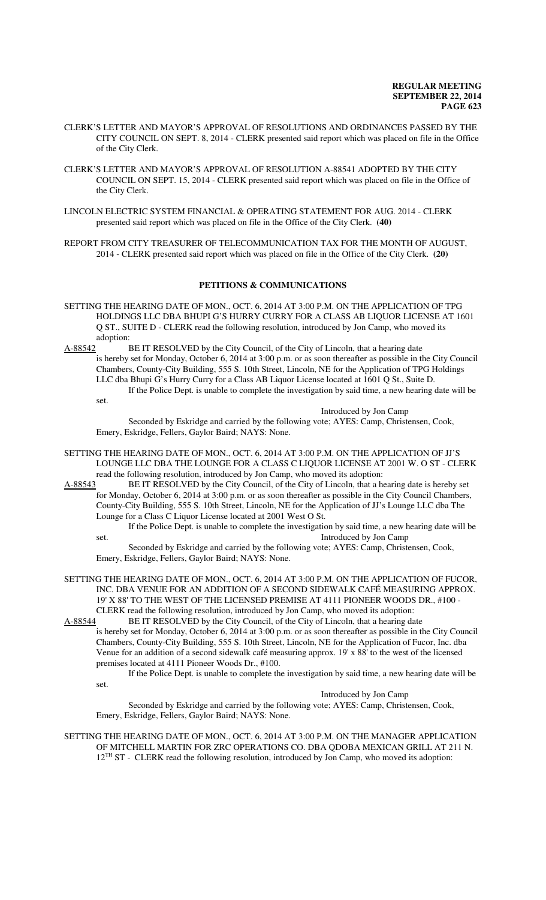CLERK'S LETTER AND MAYOR'S APPROVAL OF RESOLUTIONS AND ORDINANCES PASSED BY THE CITY COUNCIL ON SEPT. 8, 2014 - CLERK presented said report which was placed on file in the Office of the City Clerk.

CLERK'S LETTER AND MAYOR'S APPROVAL OF RESOLUTION A-88541 ADOPTED BY THE CITY COUNCIL ON SEPT. 15, 2014 - CLERK presented said report which was placed on file in the Office of the City Clerk.

LINCOLN ELECTRIC SYSTEM FINANCIAL & OPERATING STATEMENT FOR AUG. 2014 - CLERK presented said report which was placed on file in the Office of the City Clerk. **(40)**

REPORT FROM CITY TREASURER OF TELECOMMUNICATION TAX FOR THE MONTH OF AUGUST, 2014 - CLERK presented said report which was placed on file in the Office of the City Clerk. **(20)**

## PETITIONS & COMMUNICATIONS

SETTING THE HEARING DATE OF MON., OCT. 6, 2014 AT 3:00 P.M. ON THE APPLICATION OF TPG HOLDINGS LLC DBA BHUPI G'S HURRY CURRY FOR A CLASS AB LIQUOR LICENSE AT 1601 Q ST., SUITE D - CLERK read the following resolution, introduced by Jon Camp, who moved its adoption:

A-88542 BE IT RESOLVED by the City Council, of the City of Lincoln, that a hearing date is hereby set for Monday, October 6, 2014 at 3:00 p.m. or as soon thereafter as possible in the City Council Chambers, County-City Building, 555 S. 10th Street, Lincoln, NE for the Application of TPG Holdings LLC dba Bhupi G's Hurry Curry for a Class AB Liquor License located at 1601 Q St., Suite D.

If the Police Dept. is unable to complete the investigation by said time, a new hearing date will be set.

Introduced by Jon Camp

Seconded by Eskridge and carried by the following vote; AYES: Camp, Christensen, Cook, Emery, Eskridge, Fellers, Gaylor Baird; NAYS: None.

SETTING THE HEARING DATE OF MON., OCT. 6, 2014 AT 3:00 P.M. ON THE APPLICATION OF JJ'S LOUNGE LLC DBA THE LOUNGE FOR A CLASS C LIQUOR LICENSE AT 2001 W. O ST - CLERK read the following resolution, introduced by Jon Camp, who moved its adoption:

A-88543 BE IT RESOLVED by the City Council, of the City of Lincoln, that a hearing date is hereby set for Monday, October 6, 2014 at 3:00 p.m. or as soon thereafter as possible in the City Council Chambers, County-City Building, 555 S. 10th Street, Lincoln, NE for the Application of JJ's Lounge LLC dba The Lounge for a Class C Liquor License located at 2001 West O St.

If the Police Dept. is unable to complete the investigation by said time, a new hearing date will be set.

Introduced by Jon Camp

Seconded by Eskridge and carried by the following vote; AYES: Camp, Christensen, Cook, Emery, Eskridge, Fellers, Gaylor Baird; NAYS: None.

SETTING THE HEARING DATE OF MON., OCT. 6, 2014 AT 3:00 P.M. ON THE APPLICATION OF FUCOR, INC. DBA VENUE FOR AN ADDITION OF A SECOND SIDEWALK CAFÉ MEASURING APPROX. 19' X 88' TO THE WEST OF THE LICENSED PREMISE AT 4111 PIONEER WOODS DR., #100 - CLERK read the following resolution, introduced by Jon Camp, who moved its adoption:

A-88544 BE IT RESOLVED by the City Council, of the City of Lincoln, that a hearing date is hereby set for Monday, October 6, 2014 at 3:00 p.m. or as soon thereafter as possible in the City Council Chambers, County-City Building, 555 S. 10th Street, Lincoln, NE for the Application of Fucor, Inc. dba Venue for an addition of a second sidewalk café measuring approx. 19' x 88' to the west of the licensed premises located at 4111 Pioneer Woods Dr., #100.

If the Police Dept. is unable to complete the investigation by said time, a new hearing date will be set.

Introduced by Jon Camp

Seconded by Eskridge and carried by the following vote; AYES: Camp, Christensen, Cook, Emery, Eskridge, Fellers, Gaylor Baird; NAYS: None.

SETTING THE HEARING DATE OF MON., OCT. 6, 2014 AT 3:00 P.M. ON THE MANAGER APPLICATION OF MITCHELL MARTIN FOR ZRC OPERATIONS CO. DBA QDOBA MEXICAN GRILL AT 211 N. 12TH ST - CLERK read the following resolution, introduced by Jon Camp, who moved its adoption: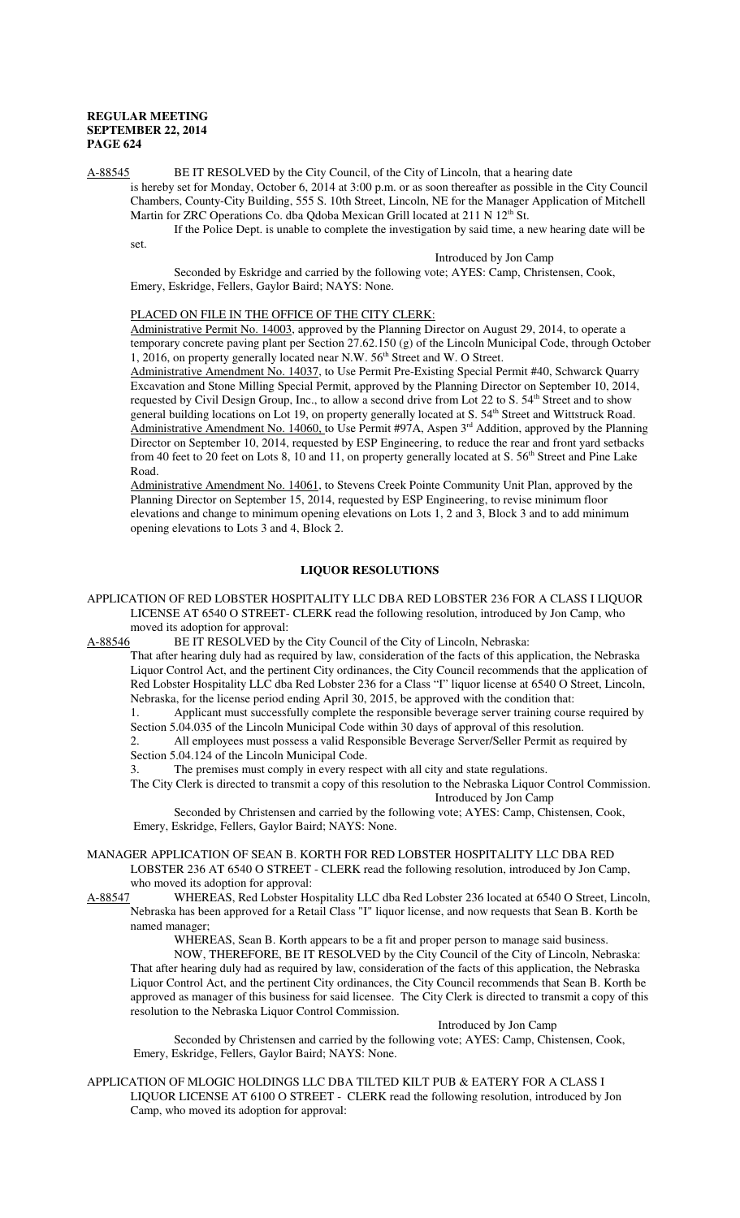A-88545 BE IT RESOLVED by the City Council, of the City of Lincoln, that a hearing date is hereby set for Monday, October 6, 2014 at 3:00 p.m. or as soon thereafter as possible in the City Council Chambers, County-City Building, 555 S. 10th Street, Lincoln, NE for the Manager Application of Mitchell Martin for ZRC Operations Co. dba Qdoba Mexican Grill located at 211 N 12th St.

If the Police Dept. is unable to complete the investigation by said time, a new hearing date will be set.

Introduced by Jon Camp

Seconded by Eskridge and carried by the following vote; AYES: Camp, Christensen, Cook, Emery, Eskridge, Fellers, Gaylor Baird; NAYS: None.

PLACED ON FILE IN THE OFFICE OF THE CITY CLERK:

Administrative Permit No. 14003, approved by the Planning Director on August 29, 2014, to operate a temporary concrete paving plant per Section 27.62.150 (g) of the Lincoln Municipal Code, through October 1, 2016, on property generally located near N.W. 56th Street and W. O Street.

Administrative Amendment No. 14037, to Use Permit Pre-Existing Special Permit #40, Schwarck Quarry Excavation and Stone Milling Special Permit, approved by the Planning Director on September 10, 2014, requested by Civil Design Group, Inc., to allow a second drive from Lot 22 to S. 54th Street and to show general building locations on Lot 19, on property generally located at S. 54th Street and Wittstruck Road.

Administrative Amendment No. 14060, to Use Permit #97A, Aspen 3rd Addition, approved by the Planning Director on September 10, 2014, requested by ESP Engineering, to reduce the rear and front yard setbacks from 40 feet to 20 feet on Lots 8, 10 and 11, on property generally located at S. 56th Street and Pine Lake Road.

Administrative Amendment No. 14061, to Stevens Creek Pointe Community Unit Plan, approved by the Planning Director on September 15, 2014, requested by ESP Engineering, to revise minimum floor elevations and change to minimum opening elevations on Lots 1, 2 and 3, Block 3 and to add minimum opening elevations to Lots 3 and 4, Block 2.

## LIQUOR RESOLUTIONS

APPLICATION OF RED LOBSTER HOSPITALITY LLC DBA RED LOBSTER 236 FOR A CLASS I LIQUOR LICENSE AT 6540 O STREET- CLERK read the following resolution, introduced by Jon Camp, who moved its adoption for approval:

A-88546 BE IT RESOLVED by the City Council of the City of Lincoln, Nebraska:

That after hearing duly had as required by law, consideration of the facts of this application, the Nebraska Liquor Control Act, and the pertinent City ordinances, the City Council recommends that the application of Red Lobster Hospitality LLC dba Red Lobster 236 for a Class "I" liquor license at 6540 O Street, Lincoln, Nebraska, for the license period ending April 30, 2015, be approved with the condition that:

1. Applicant must successfully complete the responsible beverage server training course required by Section 5.04.035 of the Lincoln Municipal Code within 30 days of approval of this resolution.
2. All employees must possess a valid Responsible Beverage Server/Seller Permit as required by Section 5.04.124 of the Lincoln Municipal Code.
3. The premises must comply in every respect with all city and state regulations.

The City Clerk is directed to transmit a copy of this resolution to the Nebraska Liquor Control Commission.

Introduced by Jon Camp

Seconded by Christensen and carried by the following vote; AYES: Camp, Chistensen, Cook, Emery, Eskridge, Fellers, Gaylor Baird; NAYS: None.

MANAGER APPLICATION OF SEAN B. KORTH FOR RED LOBSTER HOSPITALITY LLC DBA RED LOBSTER 236 AT 6540 O STREET - CLERK read the following resolution, introduced by Jon Camp, who moved its adoption for approval:

A-88547 WHEREAS, Red Lobster Hospitality LLC dba Red Lobster 236 located at 6540 O Street, Lincoln, Nebraska has been approved for a Retail Class "I" liquor license, and now requests that Sean B. Korth be named manager;

WHEREAS, Sean B. Korth appears to be a fit and proper person to manage said business.

NOW, THEREFORE, BE IT RESOLVED by the City Council of the City of Lincoln, Nebraska: That after hearing duly had as required by law, consideration of the facts of this application, the Nebraska Liquor Control Act, and the pertinent City ordinances, the City Council recommends that Sean B. Korth be approved as manager of this business for said licensee. The City Clerk is directed to transmit a copy of this resolution to the Nebraska Liquor Control Commission.

Introduced by Jon Camp

Seconded by Christensen and carried by the following vote; AYES: Camp, Chistensen, Cook, Emery, Eskridge, Fellers, Gaylor Baird; NAYS: None.

APPLICATION OF MLOGIC HOLDINGS LLC DBA TILTED KILT PUB & EATERY FOR A CLASS I LIQUOR LICENSE AT 6100 O STREET - CLERK read the following resolution, introduced by Jon Camp, who moved its adoption for approval: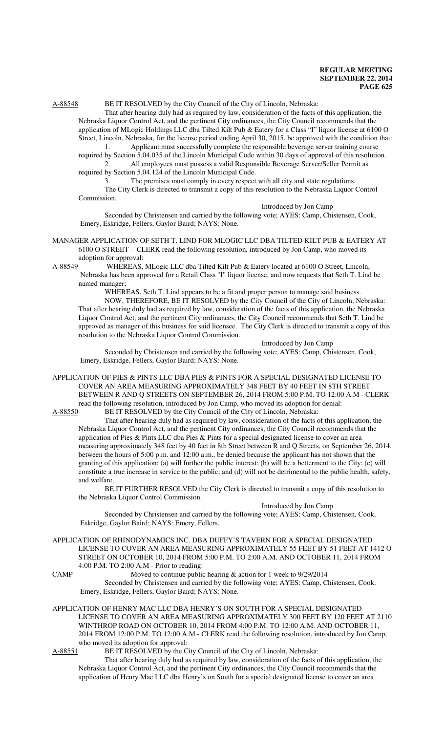A-88548 BE IT RESOLVED by the City Council of the City of Lincoln, Nebraska:

That after hearing duly had as required by law, consideration of the facts of this application, the Nebraska Liquor Control Act, and the pertinent City ordinances, the City Council recommends that the application of MLogic Holdings LLC dba Tilted Kilt Pub & Eatery for a Class "I" liquor license at 6100 O Street, Lincoln, Nebraska, for the license period ending April 30, 2015, be approved with the condition that:

1. Applicant must successfully complete the responsible beverage server training course required by Section 5.04.035 of the Lincoln Municipal Code within 30 days of approval of this resolution.
2. All employees must possess a valid Responsible Beverage Server/Seller Permit as required by Section 5.04.124 of the Lincoln Municipal Code.
3. The premises must comply in every respect with all city and state regulations.

The City Clerk is directed to transmit a copy of this resolution to the Nebraska Liquor Control Commission.

Introduced by Jon Camp

Seconded by Christensen and carried by the following vote; AYES: Camp, Chistensen, Cook, Emery, Eskridge, Fellers, Gaylor Baird; NAYS: None.

MANAGER APPLICATION OF SETH T. LIND FOR MLOGIC LLC DBA TILTED KILT PUB & EATERY AT 6100 O STREET - CLERK read the following resolution, introduced by Jon Camp, who moved its adoption for approval:

A-88549 WHEREAS, MLogic LLC dba Tilted Kilt Pub & Eatery located at 6100 O Street, Lincoln, Nebraska has been approved for a Retail Class "I" liquor license, and now requests that Seth T. Lind be named manager;

WHEREAS, Seth T. Lind appears to be a fit and proper person to manage said business.

NOW, THEREFORE, BE IT RESOLVED by the City Council of the City of Lincoln, Nebraska: That after hearing duly had as required by law, consideration of the facts of this application, the Nebraska Liquor Control Act, and the pertinent City ordinances, the City Council recommends that Seth T. Lind be approved as manager of this business for said licensee. The City Clerk is directed to transmit a copy of this resolution to the Nebraska Liquor Control Commission.

Introduced by Jon Camp

Seconded by Christensen and carried by the following vote; AYES: Camp, Chistensen, Cook, Emery, Eskridge, Fellers, Gaylor Baird; NAYS: None.

APPLICATION OF PIES & PINTS LLC DBA PIES & PINTS FOR A SPECIAL DESIGNATED LICENSE TO COVER AN AREA MEASURING APPROXIMATELY 348 FEET BY 40 FEET IN 8TH STREET BETWEEN R AND Q STREETS ON SEPTEMBER 26, 2014 FROM 5:00 P.M. TO 12:00 A.M - CLERK read the following resolution, introduced by Jon Camp, who moved its adoption for denial:

A-88550 BE IT RESOLVED by the City Council of the City of Lincoln, Nebraska:

That after hearing duly had as required by law, consideration of the facts of this application, the Nebraska Liquor Control Act, and the pertinent City ordinances, the City Council recommends that the application of Pies & Pints LLC dba Pies & Pints for a special designated license to cover an area measuring approximately 348 feet by 40 feet in 8th Street between R and Q Streets, on September 26, 2014, between the hours of 5:00 p.m. and 12:00 a.m., be denied because the applicant has not shown that the granting of this application: (a) will further the public interest; (b) will be a betterment to the City; (c) will constitute a true increase in service to the public; and (d) will not be detrimental to the public health, safety, and welfare.

BE IT FURTHER RESOLVED the City Clerk is directed to transmit a copy of this resolution to the Nebraska Liquor Control Commission.

Introduced by Jon Camp

Seconded by Christensen and carried by the following vote; AYES: Camp, Chistensen, Cook, Eskridge, Gaylor Baird; NAYS: Emery, Fellers.

APPLICATION OF RHINODYNAMICS INC. DBA DUFFY'S TAVERN FOR A SPECIAL DESIGNATED LICENSE TO COVER AN AREA MEASURING APPROXIMATELY 55 FEET BY 51 FEET AT 1412 O STREET ON OCTOBER 10, 2014 FROM 5:00 P.M. TO 2:00 A.M. AND OCTOBER 11, 2014 FROM 4:00 P.M. TO 2:00 A.M - Prior to reading:

CAMP Moved to continue public hearing & action for 1 week to 9/29/2014

Seconded by Christensen and carried by the following vote; AYES: Camp, Chistensen, Cook, Emery, Eskridge, Fellers, Gaylor Baird; NAYS: None.

APPLICATION OF HENRY MAC LLC DBA HENRY'S ON SOUTH FOR A SPECIAL DESIGNATED LICENSE TO COVER AN AREA MEASURING APPROXIMATELY 300 FEET BY 120 FEET AT 2110 WINTHROP ROAD ON OCTOBER 10, 2014 FROM 4:00 P.M. TO 12:00 A.M. AND OCTOBER 11, 2014 FROM 12:00 P.M. TO 12:00 A.M - CLERK read the following resolution, introduced by Jon Camp, who moved its adoption for approval:

A-88551 BE IT RESOLVED by the City Council of the City of Lincoln, Nebraska:

That after hearing duly had as required by law, consideration of the facts of this application, the Nebraska Liquor Control Act, and the pertinent City ordinances, the City Council recommends that the application of Henry Mac LLC dba Henry's on South for a special designated license to cover an area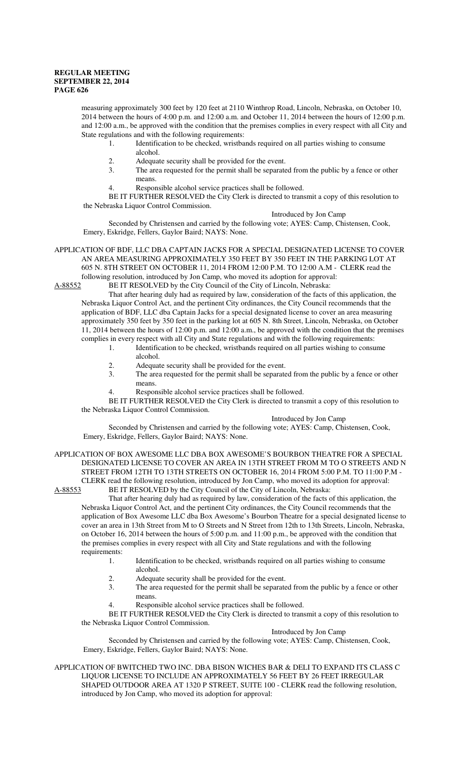measuring approximately 300 feet by 120 feet at 2110 Winthrop Road, Lincoln, Nebraska, on October 10, 2014 between the hours of 4:00 p.m. and 12:00 a.m. and October 11, 2014 between the hours of 12:00 p.m. and 12:00 a.m., be approved with the condition that the premises complies in every respect with all City and State regulations and with the following requirements:

1. Identification to be checked, wristbands required on all parties wishing to consume alcohol.
2. Adequate security shall be provided for the event.
3. The area requested for the permit shall be separated from the public by a fence or other means.
4. Responsible alcohol service practices shall be followed.

BE IT FURTHER RESOLVED the City Clerk is directed to transmit a copy of this resolution to the Nebraska Liquor Control Commission.

Introduced by Jon Camp

Seconded by Christensen and carried by the following vote; AYES: Camp, Chistensen, Cook, Emery, Eskridge, Fellers, Gaylor Baird; NAYS: None.

APPLICATION OF BDF, LLC DBA CAPTAIN JACKS FOR A SPECIAL DESIGNATED LICENSE TO COVER AN AREA MEASURING APPROXIMATELY 350 FEET BY 350 FEET IN THE PARKING LOT AT 605 N. 8TH STREET ON OCTOBER 11, 2014 FROM 12:00 P.M. TO 12:00 A.M - CLERK read the following resolution, introduced by Jon Camp, who moved its adoption for approval:

A-88552 BE IT RESOLVED by the City Council of the City of Lincoln, Nebraska:

That after hearing duly had as required by law, consideration of the facts of this application, the Nebraska Liquor Control Act, and the pertinent City ordinances, the City Council recommends that the application of BDF, LLC dba Captain Jacks for a special designated license to cover an area measuring approximately 350 feet by 350 feet in the parking lot at 605 N. 8th Street, Lincoln, Nebraska, on October 11, 2014 between the hours of 12:00 p.m. and 12:00 a.m., be approved with the condition that the premises complies in every respect with all City and State regulations and with the following requirements:

1. Identification to be checked, wristbands required on all parties wishing to consume alcohol.
2. Adequate security shall be provided for the event.
3. The area requested for the permit shall be separated from the public by a fence or other means.
4. Responsible alcohol service practices shall be followed.

BE IT FURTHER RESOLVED the City Clerk is directed to transmit a copy of this resolution to the Nebraska Liquor Control Commission.

Introduced by Jon Camp

Seconded by Christensen and carried by the following vote; AYES: Camp, Chistensen, Cook, Emery, Eskridge, Fellers, Gaylor Baird; NAYS: None.

APPLICATION OF BOX AWESOME LLC DBA BOX AWESOME'S BOURBON THEATRE FOR A SPECIAL DESIGNATED LICENSE TO COVER AN AREA IN 13TH STREET FROM M TO O STREETS AND N STREET FROM 12TH TO 13TH STREETS ON OCTOBER 16, 2014 FROM 5:00 P.M. TO 11:00 P.M - CLERK read the following resolution, introduced by Jon Camp, who moved its adoption for approval:

A-88553 BE IT RESOLVED by the City Council of the City of Lincoln, Nebraska:

That after hearing duly had as required by law, consideration of the facts of this application, the Nebraska Liquor Control Act, and the pertinent City ordinances, the City Council recommends that the application of Box Awesome LLC dba Box Awesome's Bourbon Theatre for a special designated license to cover an area in 13th Street from M to O Streets and N Street from 12th to 13th Streets, Lincoln, Nebraska, on October 16, 2014 between the hours of 5:00 p.m. and 11:00 p.m., be approved with the condition that the premises complies in every respect with all City and State regulations and with the following requirements:

1. Identification to be checked, wristbands required on all parties wishing to consume alcohol.
2. Adequate security shall be provided for the event.
3. The area requested for the permit shall be separated from the public by a fence or other means.
4. Responsible alcohol service practices shall be followed.

BE IT FURTHER RESOLVED the City Clerk is directed to transmit a copy of this resolution to the Nebraska Liquor Control Commission.

Introduced by Jon Camp

Seconded by Christensen and carried by the following vote; AYES: Camp, Chistensen, Cook, Emery, Eskridge, Fellers, Gaylor Baird; NAYS: None.

APPLICATION OF BWITCHED TWO INC. DBA BISON WICHES BAR & DELI TO EXPAND ITS CLASS C LIQUOR LICENSE TO INCLUDE AN APPROXIMATELY 56 FEET BY 26 FEET IRREGULAR SHAPED OUTDOOR AREA AT 1320 P STREET, SUITE 100 - CLERK read the following resolution, introduced by Jon Camp, who moved its adoption for approval: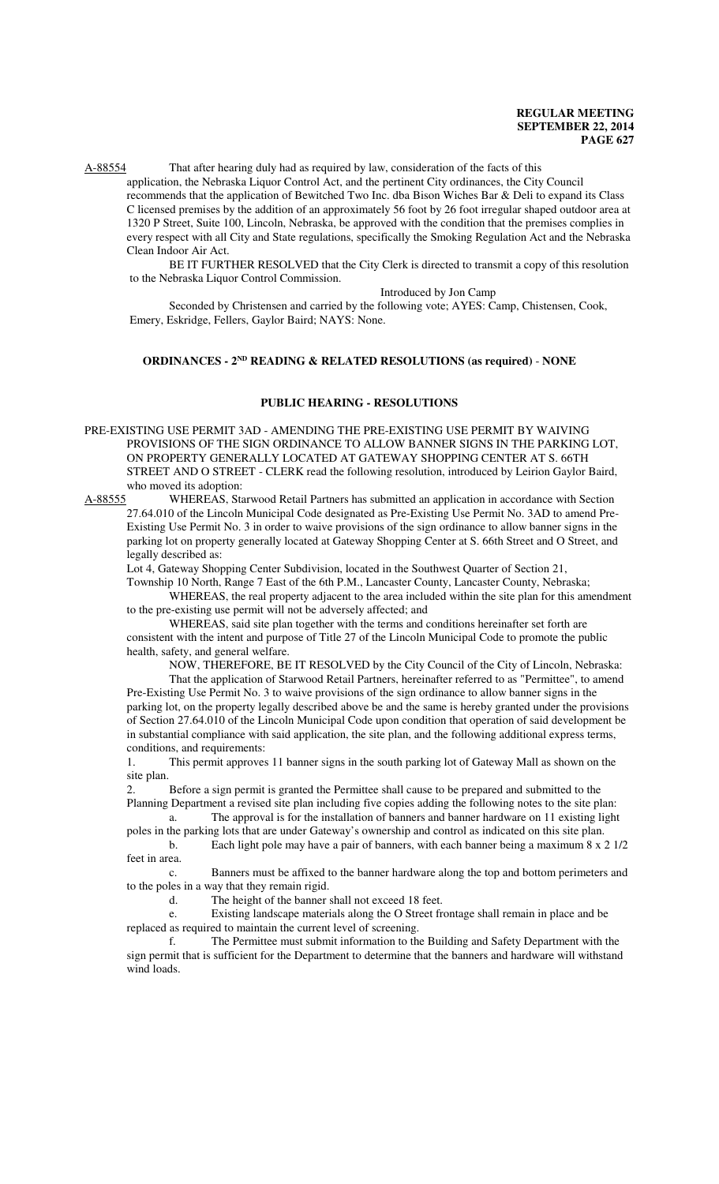A-88554 That after hearing duly had as required by law, consideration of the facts of this application, the Nebraska Liquor Control Act, and the pertinent City ordinances, the City Council recommends that the application of Bewitched Two Inc. dba Bison Wiches Bar & Deli to expand its Class C licensed premises by the addition of an approximately 56 foot by 26 foot irregular shaped outdoor area at 1320 P Street, Suite 100, Lincoln, Nebraska, be approved with the condition that the premises complies in every respect with all City and State regulations, specifically the Smoking Regulation Act and the Nebraska Clean Indoor Air Act.

BE IT FURTHER RESOLVED that the City Clerk is directed to transmit a copy of this resolution to the Nebraska Liquor Control Commission.

Introduced by Jon Camp

Seconded by Christensen and carried by the following vote; AYES: Camp, Chistensen, Cook, Emery, Eskridge, Fellers, Gaylor Baird; NAYS: None.

## ORDINANCES - 2ND READING & RELATED RESOLUTIONS (as required) - NONE

## PUBLIC HEARING - RESOLUTIONS

PRE-EXISTING USE PERMIT 3AD - AMENDING THE PRE-EXISTING USE PERMIT BY WAIVING PROVISIONS OF THE SIGN ORDINANCE TO ALLOW BANNER SIGNS IN THE PARKING LOT, ON PROPERTY GENERALLY LOCATED AT GATEWAY SHOPPING CENTER AT S. 66TH STREET AND O STREET - CLERK read the following resolution, introduced by Leirion Gaylor Baird, who moved its adoption:

A-88555 WHEREAS, Starwood Retail Partners has submitted an application in accordance with Section 27.64.010 of the Lincoln Municipal Code designated as Pre-Existing Use Permit No. 3AD to amend Pre-Existing Use Permit No. 3 in order to waive provisions of the sign ordinance to allow banner signs in the parking lot on property generally located at Gateway Shopping Center at S. 66th Street and O Street, and legally described as:

Lot 4, Gateway Shopping Center Subdivision, located in the Southwest Quarter of Section 21, Township 10 North, Range 7 East of the 6th P.M., Lancaster County, Lancaster County, Nebraska;

WHEREAS, the real property adjacent to the area included within the site plan for this amendment to the pre-existing use permit will not be adversely affected; and

WHEREAS, said site plan together with the terms and conditions hereinafter set forth are consistent with the intent and purpose of Title 27 of the Lincoln Municipal Code to promote the public health, safety, and general welfare.

NOW, THEREFORE, BE IT RESOLVED by the City Council of the City of Lincoln, Nebraska:

That the application of Starwood Retail Partners, hereinafter referred to as "Permittee", to amend Pre-Existing Use Permit No. 3 to waive provisions of the sign ordinance to allow banner signs in the parking lot, on the property legally described above be and the same is hereby granted under the provisions of Section 27.64.010 of the Lincoln Municipal Code upon condition that operation of said development be in substantial compliance with said application, the site plan, and the following additional express terms, conditions, and requirements:

1. This permit approves 11 banner signs in the south parking lot of Gateway Mall as shown on the site plan.
2. Before a sign permit is granted the Permittee shall cause to be prepared and submitted to the Planning Department a revised site plan including five copies adding the following notes to the site plan:
   a. The approval is for the installation of banners and banner hardware on 11 existing light poles in the parking lots that are under Gateway's ownership and control as indicated on this site plan.
   b. Each light pole may have a pair of banners, with each banner being a maximum 8 x 2 1/2 feet in area.
   c. Banners must be affixed to the banner hardware along the top and bottom perimeters and to the poles in a way that they remain rigid.
   d. The height of the banner shall not exceed 18 feet.
   e. Existing landscape materials along the O Street frontage shall remain in place and be replaced as required to maintain the current level of screening.
   f. The Permittee must submit information to the Building and Safety Department with the sign permit that is sufficient for the Department to determine that the banners and hardware will withstand wind loads.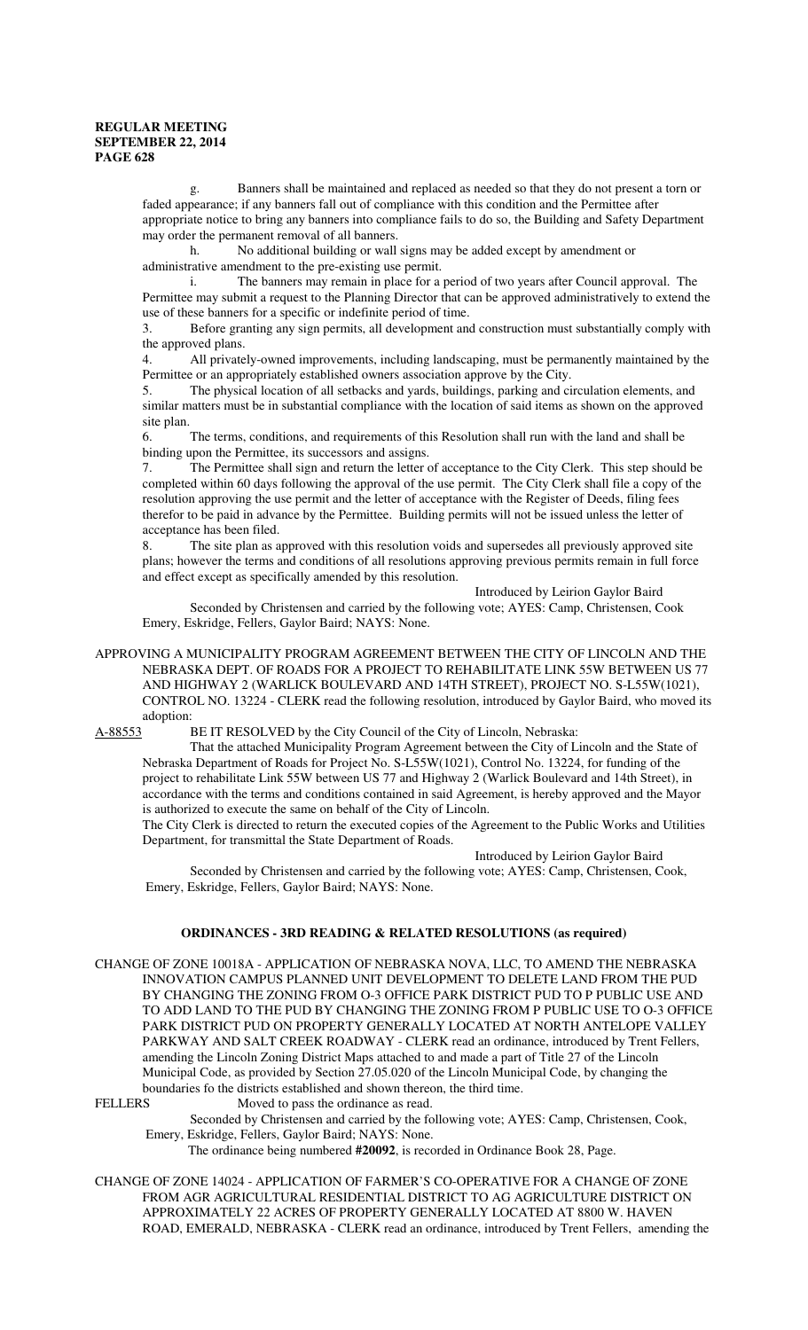g. Banners shall be maintained and replaced as needed so that they do not present a torn or faded appearance; if any banners fall out of compliance with this condition and the Permittee after appropriate notice to bring any banners into compliance fails to do so, the Building and Safety Department may order the permanent removal of all banners.

h. No additional building or wall signs may be added except by amendment or administrative amendment to the pre-existing use permit.

i. The banners may remain in place for a period of two years after Council approval. The Permittee may submit a request to the Planning Director that can be approved administratively to extend the use of these banners for a specific or indefinite period of time.

3. Before granting any sign permits, all development and construction must substantially comply with the approved plans.

4. All privately-owned improvements, including landscaping, must be permanently maintained by the Permittee or an appropriately established owners association approve by the City.

5. The physical location of all setbacks and yards, buildings, parking and circulation elements, and similar matters must be in substantial compliance with the location of said items as shown on the approved site plan.

6. The terms, conditions, and requirements of this Resolution shall run with the land and shall be binding upon the Permittee, its successors and assigns.

7. The Permittee shall sign and return the letter of acceptance to the City Clerk. This step should be completed within 60 days following the approval of the use permit. The City Clerk shall file a copy of the resolution approving the use permit and the letter of acceptance with the Register of Deeds, filing fees therefor to be paid in advance by the Permittee. Building permits will not be issued unless the letter of acceptance has been filed.

8. The site plan as approved with this resolution voids and supersedes all previously approved site plans; however the terms and conditions of all resolutions approving previous permits remain in full force and effect except as specifically amended by this resolution.

Introduced by Leirion Gaylor Baird

Seconded by Christensen and carried by the following vote; AYES: Camp, Christensen, Cook Emery, Eskridge, Fellers, Gaylor Baird; NAYS: None.

APPROVING A MUNICIPALITY PROGRAM AGREEMENT BETWEEN THE CITY OF LINCOLN AND THE NEBRASKA DEPT. OF ROADS FOR A PROJECT TO REHABILITATE LINK 55W BETWEEN US 77 AND HIGHWAY 2 (WARLICK BOULEVARD AND 14TH STREET), PROJECT NO. S-L55W(1021), CONTROL NO. 13224 - CLERK read the following resolution, introduced by Gaylor Baird, who moved its adoption:

A-88553 BE IT RESOLVED by the City Council of the City of Lincoln, Nebraska:

That the attached Municipality Program Agreement between the City of Lincoln and the State of Nebraska Department of Roads for Project No. S-L55W(1021), Control No. 13224, for funding of the project to rehabilitate Link 55W between US 77 and Highway 2 (Warlick Boulevard and 14th Street), in accordance with the terms and conditions contained in said Agreement, is hereby approved and the Mayor is authorized to execute the same on behalf of the City of Lincoln.

The City Clerk is directed to return the executed copies of the Agreement to the Public Works and Utilities Department, for transmittal the State Department of Roads.

Introduced by Leirion Gaylor Baird

Seconded by Christensen and carried by the following vote; AYES: Camp, Christensen, Cook, Emery, Eskridge, Fellers, Gaylor Baird; NAYS: None.

## ORDINANCES - 3RD READING & RELATED RESOLUTIONS (as required)

CHANGE OF ZONE 10018A - APPLICATION OF NEBRASKA NOVA, LLC, TO AMEND THE NEBRASKA INNOVATION CAMPUS PLANNED UNIT DEVELOPMENT TO DELETE LAND FROM THE PUD BY CHANGING THE ZONING FROM O-3 OFFICE PARK DISTRICT PUD TO P PUBLIC USE AND TO ADD LAND TO THE PUD BY CHANGING THE ZONING FROM P PUBLIC USE TO O-3 OFFICE PARK DISTRICT PUD ON PROPERTY GENERALLY LOCATED AT NORTH ANTELOPE VALLEY PARKWAY AND SALT CREEK ROADWAY - CLERK read an ordinance, introduced by Trent Fellers, amending the Lincoln Zoning District Maps attached to and made a part of Title 27 of the Lincoln Municipal Code, as provided by Section 27.05.020 of the Lincoln Municipal Code, by changing the boundaries fo the districts established and shown thereon, the third time.

FELLERS Moved to pass the ordinance as read.

Seconded by Christensen and carried by the following vote; AYES: Camp, Christensen, Cook, Emery, Eskridge, Fellers, Gaylor Baird; NAYS: None.

The ordinance being numbered **#20092**, is recorded in Ordinance Book 28, Page.

CHANGE OF ZONE 14024 - APPLICATION OF FARMER'S CO-OPERATIVE FOR A CHANGE OF ZONE FROM AGR AGRICULTURAL RESIDENTIAL DISTRICT TO AG AGRICULTURE DISTRICT ON APPROXIMATELY 22 ACRES OF PROPERTY GENERALLY LOCATED AT 8800 W. HAVEN ROAD, EMERALD, NEBRASKA - CLERK read an ordinance, introduced by Trent Fellers, amending the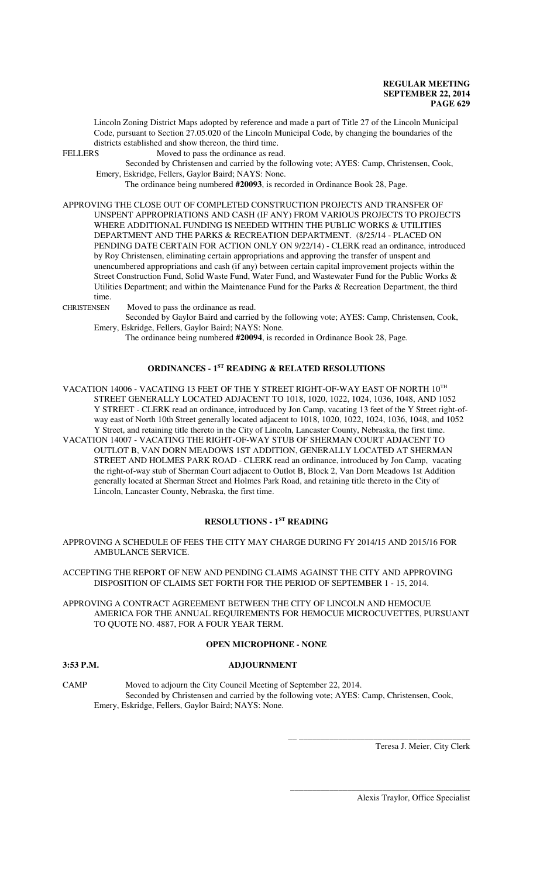Lincoln Zoning District Maps adopted by reference and made a part of Title 27 of the Lincoln Municipal Code, pursuant to Section 27.05.020 of the Lincoln Municipal Code, by changing the boundaries of the districts established and show thereon, the third time.

FELLERS Moved to pass the ordinance as read.

Seconded by Christensen and carried by the following vote; AYES: Camp, Christensen, Cook, Emery, Eskridge, Fellers, Gaylor Baird; NAYS: None.

The ordinance being numbered **#20093**, is recorded in Ordinance Book 28, Page.

APPROVING THE CLOSE OUT OF COMPLETED CONSTRUCTION PROJECTS AND TRANSFER OF UNSPENT APPROPRIATIONS AND CASH (IF ANY) FROM VARIOUS PROJECTS TO PROJECTS WHERE ADDITIONAL FUNDING IS NEEDED WITHIN THE PUBLIC WORKS & UTILITIES DEPARTMENT AND THE PARKS & RECREATION DEPARTMENT. (8/25/14 - PLACED ON PENDING DATE CERTAIN FOR ACTION ONLY ON 9/22/14) - CLERK read an ordinance, introduced by Roy Christensen, eliminating certain appropriations and approving the transfer of unspent and unencumbered appropriations and cash (if any) between certain capital improvement projects within the Street Construction Fund, Solid Waste Fund, Water Fund, and Wastewater Fund for the Public Works & Utilities Department; and within the Maintenance Fund for the Parks & Recreation Department, the third time.

CHRISTENSEN Moved to pass the ordinance as read.

Seconded by Gaylor Baird and carried by the following vote; AYES: Camp, Christensen, Cook, Emery, Eskridge, Fellers, Gaylor Baird; NAYS: None.

The ordinance being numbered **#20094**, is recorded in Ordinance Book 28, Page.

## ORDINANCES - 1ST READING & RELATED RESOLUTIONS

VACATION 14006 - VACATING 13 FEET OF THE Y STREET RIGHT-OF-WAY EAST OF NORTH 10TH STREET GENERALLY LOCATED ADJACENT TO 1018, 1020, 1022, 1024, 1036, 1048, AND 1052 Y STREET - CLERK read an ordinance, introduced by Jon Camp, vacating 13 feet of the Y Street right-of-way east of North 10th Street generally located adjacent to 1018, 1020, 1022, 1024, 1036, 1048, and 1052 Y Street, and retaining title thereto in the City of Lincoln, Lancaster County, Nebraska, the first time.

VACATION 14007 - VACATING THE RIGHT-OF-WAY STUB OF SHERMAN COURT ADJACENT TO OUTLOT B, VAN DORN MEADOWS 1ST ADDITION, GENERALLY LOCATED AT SHERMAN STREET AND HOLMES PARK ROAD - CLERK read an ordinance, introduced by Jon Camp, vacating the right-of-way stub of Sherman Court adjacent to Outlot B, Block 2, Van Dorn Meadows 1st Addition generally located at Sherman Street and Holmes Park Road, and retaining title thereto in the City of Lincoln, Lancaster County, Nebraska, the first time.

## RESOLUTIONS - 1ST READING

APPROVING A SCHEDULE OF FEES THE CITY MAY CHARGE DURING FY 2014/15 AND 2015/16 FOR AMBULANCE SERVICE.

ACCEPTING THE REPORT OF NEW AND PENDING CLAIMS AGAINST THE CITY AND APPROVING DISPOSITION OF CLAIMS SET FORTH FOR THE PERIOD OF SEPTEMBER 1 - 15, 2014.

APPROVING A CONTRACT AGREEMENT BETWEEN THE CITY OF LINCOLN AND HEMOCUE AMERICA FOR THE ANNUAL REQUIREMENTS FOR HEMOCUE MICROCUVETTES, PURSUANT TO QUOTE NO. 4887, FOR A FOUR YEAR TERM.

## OPEN MICROPHONE - NONE

**3:53 P.M. ADJOURNMENT**

CAMP Moved to adjourn the City Council Meeting of September 22, 2014.

Seconded by Christensen and carried by the following vote; AYES: Camp, Christensen, Cook, Emery, Eskridge, Fellers, Gaylor Baird; NAYS: None.

\_\_\_\_\_\_\_\_\_\_\_\_\_\_\_\_\_\_\_\_\_\_\_\_\_\_\_\_\_\_\_\_\_\_\_\_\_\_\_\_
Teresa J. Meier, City Clerk

\_\_\_\_\_\_\_\_\_\_\_\_\_\_\_\_\_\_\_\_\_\_\_\_\_\_\_\_\_\_\_\_\_\_\_\_\_\_\_\_
Alexis Traylor, Office Specialist